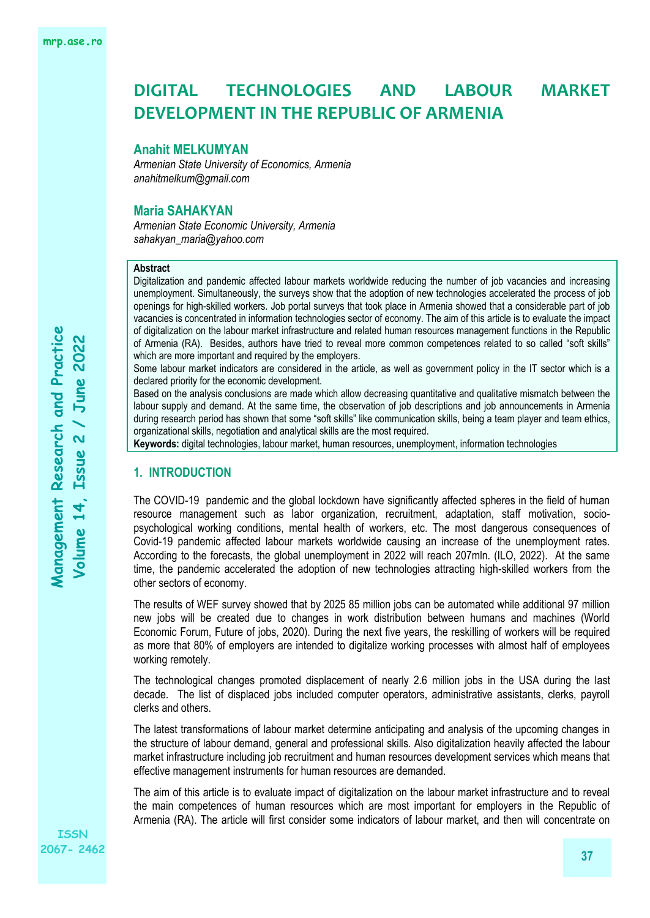# DIGITAL TECHNOLOGIES AND LABOUR MARKET DEVELOPMENT IN THE REPUBLIC OF ARMENIA

**Anahit MELKUMYAN**
*Armenian State University of Economics, Armenia*
*anahitmelkum@gmail.com*

**Maria SAHAKYAN**
*Armenian State Economic University, Armenia*
*sahakyan_maria@yahoo.com*

**Abstract**

Digitalization and pandemic affected labour markets worldwide reducing the number of job vacancies and increasing unemployment. Simultaneously, the surveys show that the adoption of new technologies accelerated the process of job openings for high-skilled workers. Job portal surveys that took place in Armenia showed that a considerable part of job vacancies is concentrated in information technologies sector of economy. The aim of this article is to evaluate the impact of digitalization on the labour market infrastructure and related human resources management functions in the Republic of Armenia (RA). Besides, authors have tried to reveal more common competences related to so called "soft skills" which are more important and required by the employers.

Some labour market indicators are considered in the article, as well as government policy in the IT sector which is a declared priority for the economic development.

Based on the analysis conclusions are made which allow decreasing quantitative and qualitative mismatch between the labour supply and demand. At the same time, the observation of job descriptions and job announcements in Armenia during research period has shown that some "soft skills" like communication skills, being a team player and team ethics, organizational skills, negotiation and analytical skills are the most required.

**Keywords:** digital technologies, labour market, human resources, unemployment, information technologies

## 1. INTRODUCTION

The COVID-19 pandemic and the global lockdown have significantly affected spheres in the field of human resource management such as labor organization, recruitment, adaptation, staff motivation, socio-psychological working conditions, mental health of workers, etc. The most dangerous consequences of Covid-19 pandemic affected labour markets worldwide causing an increase of the unemployment rates. According to the forecasts, the global unemployment in 2022 will reach 207mln. (ILO, 2022). At the same time, the pandemic accelerated the adoption of new technologies attracting high-skilled workers from the other sectors of economy.

The results of WEF survey showed that by 2025 85 million jobs can be automated while additional 97 million new jobs will be created due to changes in work distribution between humans and machines (World Economic Forum, Future of jobs, 2020). During the next five years, the reskilling of workers will be required as more that 80% of employers are intended to digitalize working processes with almost half of employees working remotely.

The technological changes promoted displacement of nearly 2.6 million jobs in the USA during the last decade. The list of displaced jobs included computer operators, administrative assistants, clerks, payroll clerks and others.

The latest transformations of labour market determine anticipating and analysis of the upcoming changes in the structure of labour demand, general and professional skills. Also digitalization heavily affected the labour market infrastructure including job recruitment and human resources development services which means that effective management instruments for human resources are demanded.

The aim of this article is to evaluate impact of digitalization on the labour market infrastructure and to reveal the main competences of human resources which are most important for employers in the Republic of Armenia (RA). The article will first consider some indicators of labour market, and then will concentrate on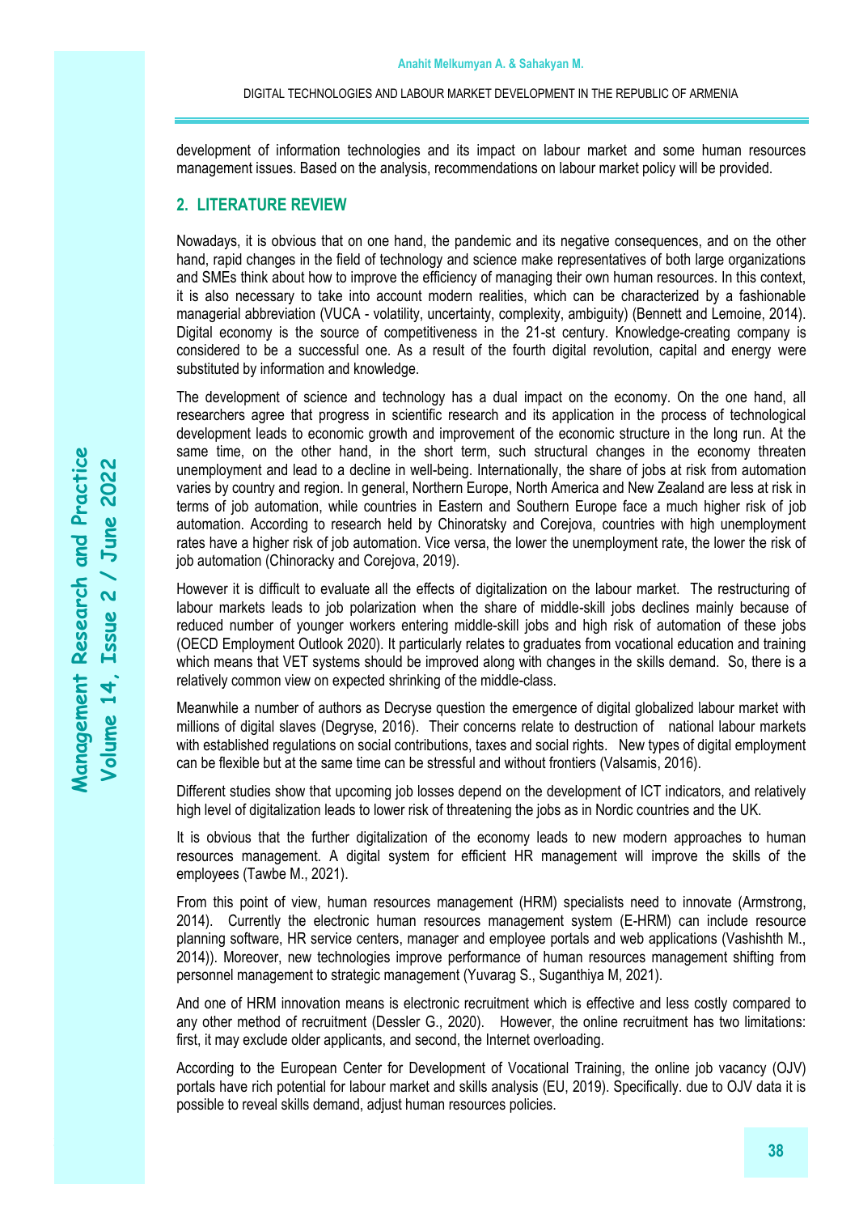development of information technologies and its impact on labour market and some human resources management issues. Based on the analysis, recommendations on labour market policy will be provided.

## 2. LITERATURE REVIEW

Nowadays, it is obvious that on one hand, the pandemic and its negative consequences, and on the other hand, rapid changes in the field of technology and science make representatives of both large organizations and SMEs think about how to improve the efficiency of managing their own human resources. In this context, it is also necessary to take into account modern realities, which can be characterized by a fashionable managerial abbreviation (VUCA - volatility, uncertainty, complexity, ambiguity) (Bennett and Lemoine, 2014). Digital economy is the source of competitiveness in the 21-st century. Knowledge-creating company is considered to be a successful one. As a result of the fourth digital revolution, capital and energy were substituted by information and knowledge.

The development of science and technology has a dual impact on the economy. On the one hand, all researchers agree that progress in scientific research and its application in the process of technological development leads to economic growth and improvement of the economic structure in the long run. At the same time, on the other hand, in the short term, such structural changes in the economy threaten unemployment and lead to a decline in well-being. Internationally, the share of jobs at risk from automation varies by country and region. In general, Northern Europe, North America and New Zealand are less at risk in terms of job automation, while countries in Eastern and Southern Europe face a much higher risk of job automation. According to research held by Chinoratsky and Corejova, countries with high unemployment rates have a higher risk of job automation. Vice versa, the lower the unemployment rate, the lower the risk of job automation (Chinoracky and Corejova, 2019).

However it is difficult to evaluate all the effects of digitalization on the labour market. The restructuring of labour markets leads to job polarization when the share of middle-skill jobs declines mainly because of reduced number of younger workers entering middle-skill jobs and high risk of automation of these jobs (OECD Employment Outlook 2020). It particularly relates to graduates from vocational education and training which means that VET systems should be improved along with changes in the skills demand. So, there is a relatively common view on expected shrinking of the middle-class.

Meanwhile a number of authors as Decryse question the emergence of digital globalized labour market with millions of digital slaves (Degryse, 2016). Their concerns relate to destruction of national labour markets with established regulations on social contributions, taxes and social rights. New types of digital employment can be flexible but at the same time can be stressful and without frontiers (Valsamis, 2016).

Different studies show that upcoming job losses depend on the development of ICT indicators, and relatively high level of digitalization leads to lower risk of threatening the jobs as in Nordic countries and the UK.

It is obvious that the further digitalization of the economy leads to new modern approaches to human resources management. A digital system for efficient HR management will improve the skills of the employees (Tawbe M., 2021).

From this point of view, human resources management (HRM) specialists need to innovate (Armstrong, 2014). Currently the electronic human resources management system (E-HRM) can include resource planning software, HR service centers, manager and employee portals and web applications (Vashishth M., 2014)). Moreover, new technologies improve performance of human resources management shifting from personnel management to strategic management (Yuvarag S., Suganthiya M, 2021).

And one of HRM innovation means is electronic recruitment which is effective and less costly compared to any other method of recruitment (Dessler G., 2020). However, the online recruitment has two limitations: first, it may exclude older applicants, and second, the Internet overloading.

According to the European Center for Development of Vocational Training, the online job vacancy (OJV) portals have rich potential for labour market and skills analysis (EU, 2019). Specifically. due to OJV data it is possible to reveal skills demand, adjust human resources policies.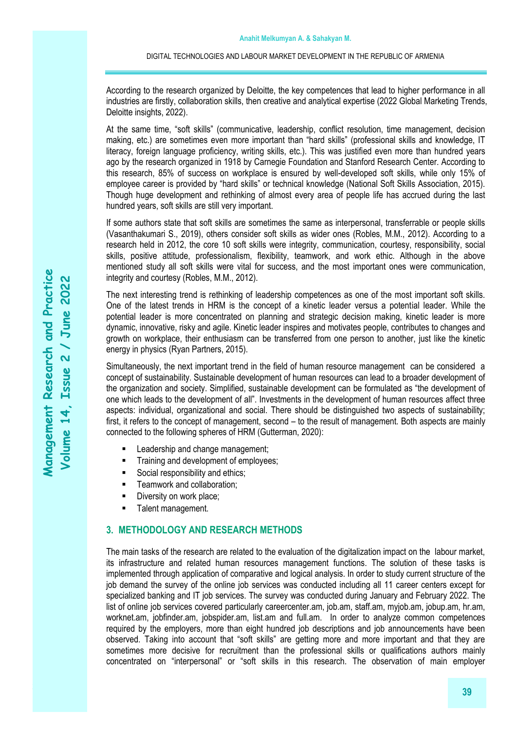According to the research organized by Deloitte, the key competences that lead to higher performance in all industries are firstly, collaboration skills, then creative and analytical expertise (2022 Global Marketing Trends, Deloitte insights, 2022).

At the same time, "soft skills" (communicative, leadership, conflict resolution, time management, decision making, etc.) are sometimes even more important than "hard skills" (professional skills and knowledge, IT literacy, foreign language proficiency, writing skills, etc.). This was justified even more than hundred years ago by the research organized in 1918 by Carnegie Foundation and Stanford Research Center. According to this research, 85% of success on workplace is ensured by well-developed soft skills, while only 15% of employee career is provided by "hard skills" or technical knowledge (National Soft Skills Association, 2015). Though huge development and rethinking of almost every area of people life has accrued during the last hundred years, soft skills are still very important.

If some authors state that soft skills are sometimes the same as interpersonal, transferrable or people skills (Vasanthakumari S., 2019), others consider soft skills as wider ones (Robles, M.M., 2012). According to a research held in 2012, the core 10 soft skills were integrity, communication, courtesy, responsibility, social skills, positive attitude, professionalism, flexibility, teamwork, and work ethic. Although in the above mentioned study all soft skills were vital for success, and the most important ones were communication, integrity and courtesy (Robles, M.M., 2012).

The next interesting trend is rethinking of leadership competences as one of the most important soft skills. One of the latest trends in HRM is the concept of a kinetic leader versus a potential leader. While the potential leader is more concentrated on planning and strategic decision making, kinetic leader is more dynamic, innovative, risky and agile. Kinetic leader inspires and motivates people, contributes to changes and growth on workplace, their enthusiasm can be transferred from one person to another, just like the kinetic energy in physics (Ryan Partners, 2015).

Simultaneously, the next important trend in the field of human resource management can be considered a concept of sustainability. Sustainable development of human resources can lead to a broader development of the organization and society. Simplified, sustainable development can be formulated as "the development of one which leads to the development of all". Investments in the development of human resources affect three aspects: individual, organizational and social. There should be distinguished two aspects of sustainability; first, it refers to the concept of management, second – to the result of management. Both aspects are mainly connected to the following spheres of HRM (Gutterman, 2020):

- Leadership and change management;
- Training and development of employees;
- Social responsibility and ethics;
- Teamwork and collaboration;
- Diversity on work place;
- Talent management.

## 3. METHODOLOGY AND RESEARCH METHODS

The main tasks of the research are related to the evaluation of the digitalization impact on the labour market, its infrastructure and related human resources management functions. The solution of these tasks is implemented through application of comparative and logical analysis. In order to study current structure of the job demand the survey of the online job services was conducted including all 11 career centers except for specialized banking and IT job services. The survey was conducted during January and February 2022. The list of online job services covered particularly careercenter.am, job.am, staff.am, myjob.am, jobup.am, hr.am, worknet.am, jobfinder.am, jobspider.am, list.am and full.am. In order to analyze common competences required by the employers, more than eight hundred job descriptions and job announcements have been observed. Taking into account that "soft skills" are getting more and more important and that they are sometimes more decisive for recruitment than the professional skills or qualifications authors mainly concentrated on "interpersonal" or "soft skills in this research. The observation of main employer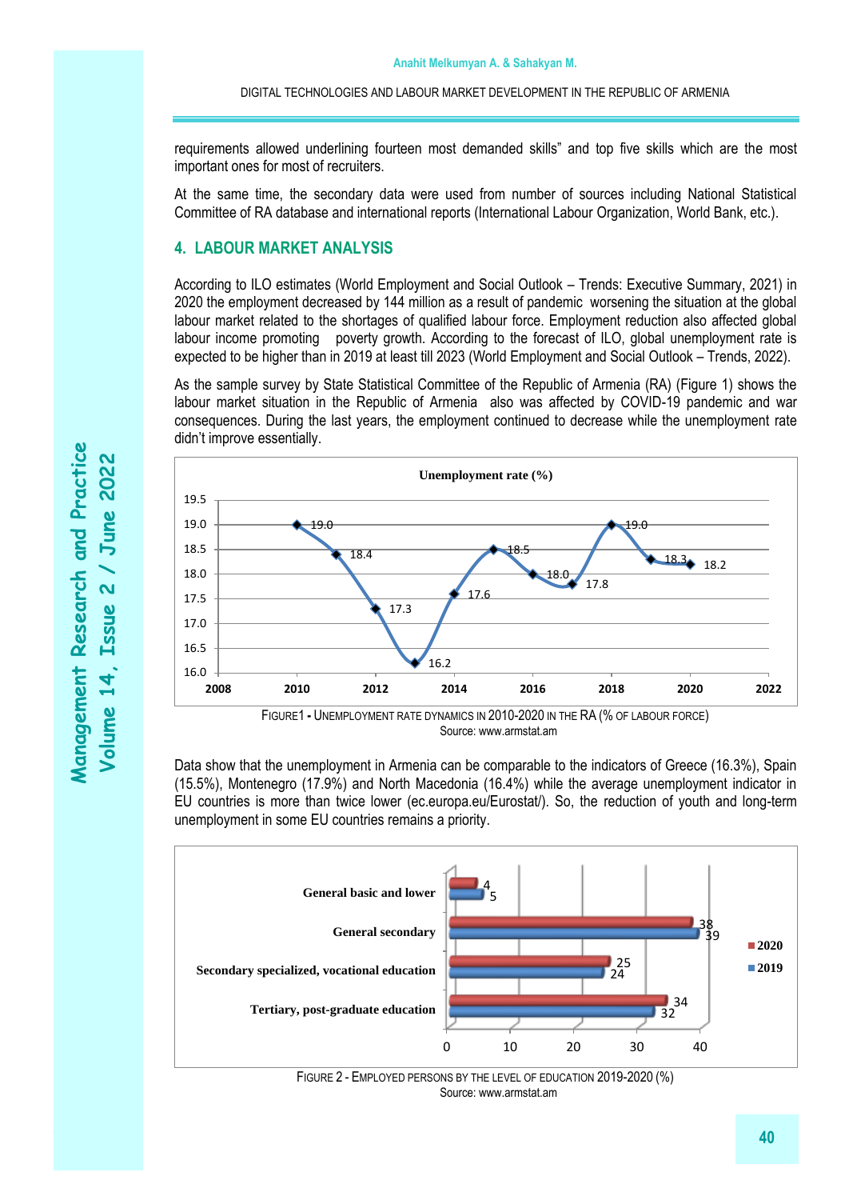requirements allowed underlining fourteen most demanded skills" and top five skills which are the most important ones for most of recruiters.

At the same time, the secondary data were used from number of sources including National Statistical Committee of RA database and international reports (International Labour Organization, World Bank, etc.).

## 4. LABOUR MARKET ANALYSIS

According to ILO estimates (World Employment and Social Outlook – Trends: Executive Summary, 2021) in 2020 the employment decreased by 144 million as a result of pandemic worsening the situation at the global labour market related to the shortages of qualified labour force. Employment reduction also affected global labour income promoting poverty growth. According to the forecast of ILO, global unemployment rate is expected to be higher than in 2019 at least till 2023 (World Employment and Social Outlook – Trends, 2022).

As the sample survey by State Statistical Committee of the Republic of Armenia (RA) (Figure 1) shows the labour market situation in the Republic of Armenia also was affected by COVID-19 pandemic and war consequences. During the last years, the employment continued to decrease while the unemployment rate didn't improve essentially.

**Unemployment rate (%)**

| Year | 2010 | 2011 | 2012 | 2013 | 2014 | 2015 | 2016 | 2017 | 2018 | 2019 | 2020 |
|---|---|---|---|---|---|---|---|---|---|---|---|
| Unemployment rate (%) | 19.0 | 18.4 | 17.3 | 16.2 | 17.6 | 18.5 | 18.0 | 17.8 | 19.0 | 18.3 | 18.2 |

FIGURE1 - UNEMPLOYMENT RATE DYNAMICS IN 2010-2020 IN THE RA (% OF LABOUR FORCE)
Source: www.armstat.am

Data show that the unemployment in Armenia can be comparable to the indicators of Greece (16.3%), Spain (15.5%), Montenegro (17.9%) and North Macedonia (16.4%) while the average unemployment indicator in EU countries is more than twice lower (ec.europa.eu/Eurostat/). So, the reduction of youth and long-term unemployment in some EU countries remains a priority.

| Level of education | 2020 | 2019 |
|---|---|---|
| General basic and lower | 4 | 5 |
| General secondary | 38 | 39 |
| Secondary specialized, vocational education | 25 | 24 |
| Tertiary, post-graduate education | 34 | 32 |

FIGURE 2 - EMPLOYED PERSONS BY THE LEVEL OF EDUCATION 2019-2020 (%)
Source: www.armstat.am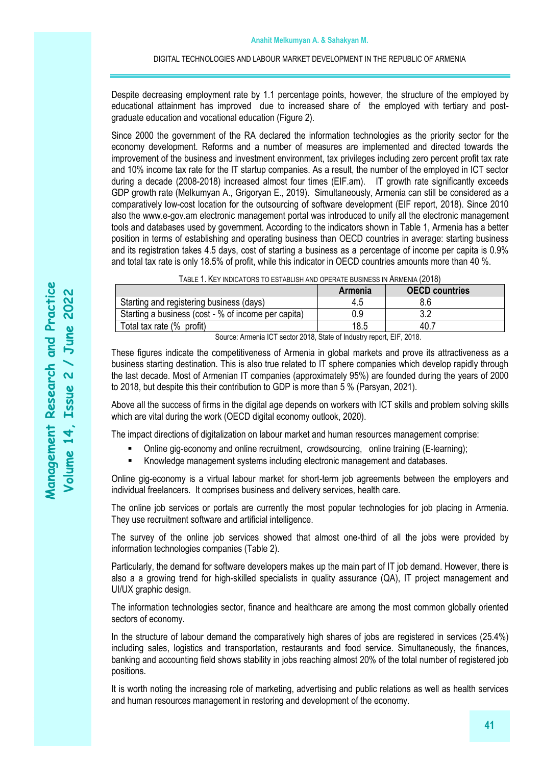Despite decreasing employment rate by 1.1 percentage points, however, the structure of the employed by educational attainment has improved due to increased share of the employed with tertiary and post-graduate education and vocational education (Figure 2).

Since 2000 the government of the RA declared the information technologies as the priority sector for the economy development. Reforms and a number of measures are implemented and directed towards the improvement of the business and investment environment, tax privileges including zero percent profit tax rate and 10% income tax rate for the IT startup companies. As a result, the number of the employed in ICT sector during a decade (2008-2018) increased almost four times (EIF.am). IT growth rate significantly exceeds GDP growth rate (Melkumyan A., Grigoryan E., 2019). Simultaneously, Armenia can still be considered as a comparatively low-cost location for the outsourcing of software development (EIF report, 2018). Since 2010 also the www.e-gov.am electronic management portal was introduced to unify all the electronic management tools and databases used by government. According to the indicators shown in Table 1, Armenia has a better position in terms of establishing and operating business than OECD countries in average: starting business and its registration takes 4.5 days, cost of starting a business as a percentage of income per capita is 0.9% and total tax rate is only 18.5% of profit, while this indicator in OECD countries amounts more than 40 %.

TABLE 1. KEY INDICATORS TO ESTABLISH AND OPERATE BUSINESS IN ARMENIA (2018)

| | Armenia | OECD countries |
|---|---|---|
| Starting and registering business (days) | 4.5 | 8.6 |
| Starting a business (cost - % of income per capita) | 0.9 | 3.2 |
| Total tax rate (% profit) | 18.5 | 40.7 |

Source: Armenia ICT sector 2018, State of Industry report, EIF, 2018.

These figures indicate the competitiveness of Armenia in global markets and prove its attractiveness as a business starting destination. This is also true related to IT sphere companies which develop rapidly through the last decade. Most of Armenian IT companies (approximately 95%) are founded during the years of 2000 to 2018, but despite this their contribution to GDP is more than 5 % (Parsyan, 2021).

Above all the success of firms in the digital age depends on workers with ICT skills and problem solving skills which are vital during the work (OECD digital economy outlook, 2020).

The impact directions of digitalization on labour market and human resources management comprise:

- Online gig-economy and online recruitment, crowdsourcing, online training (E-learning);
- Knowledge management systems including electronic management and databases.

Online gig-economy is a virtual labour market for short-term job agreements between the employers and individual freelancers. It comprises business and delivery services, health care.

The online job services or portals are currently the most popular technologies for job placing in Armenia. They use recruitment software and artificial intelligence.

The survey of the online job services showed that almost one-third of all the jobs were provided by information technologies companies (Table 2).

Particularly, the demand for software developers makes up the main part of IT job demand. However, there is also a a growing trend for high-skilled specialists in quality assurance (QA), IT project management and UI/UX graphic design.

The information technologies sector, finance and healthcare are among the most common globally oriented sectors of economy.

In the structure of labour demand the comparatively high shares of jobs are registered in services (25.4%) including sales, logistics and transportation, restaurants and food service. Simultaneously, the finances, banking and accounting field shows stability in jobs reaching almost 20% of the total number of registered job positions.

It is worth noting the increasing role of marketing, advertising and public relations as well as health services and human resources management in restoring and development of the economy.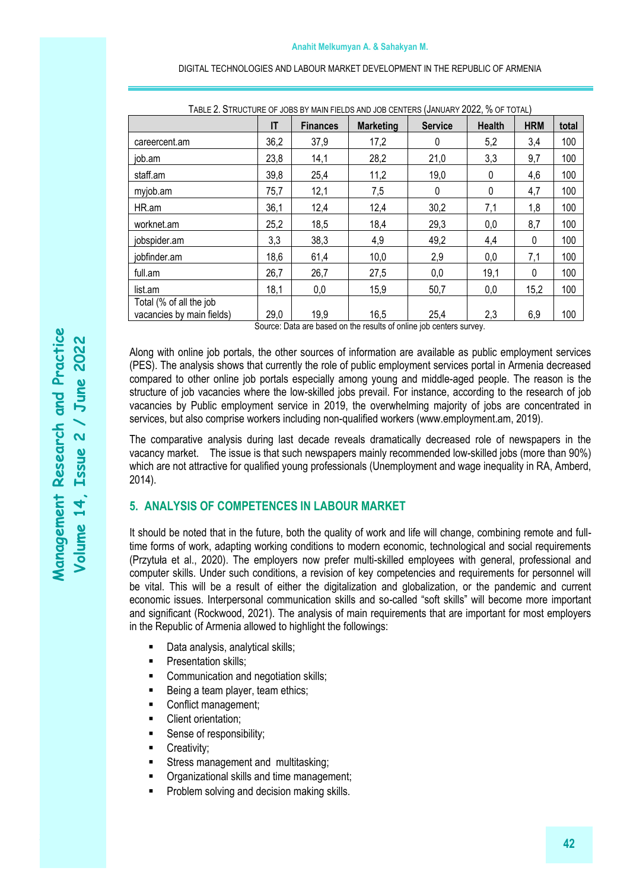TABLE 2. STRUCTURE OF JOBS BY MAIN FIELDS AND JOB CENTERS (JANUARY 2022, % OF TOTAL)

| | IT | Finances | Marketing | Service | Health | HRM | total |
|---|---|---|---|---|---|---|---|
| careercent.am | 36,2 | 37,9 | 17,2 | 0 | 5,2 | 3,4 | 100 |
| job.am | 23,8 | 14,1 | 28,2 | 21,0 | 3,3 | 9,7 | 100 |
| staff.am | 39,8 | 25,4 | 11,2 | 19,0 | 0 | 4,6 | 100 |
| myjob.am | 75,7 | 12,1 | 7,5 | 0 | 0 | 4,7 | 100 |
| HR.am | 36,1 | 12,4 | 12,4 | 30,2 | 7,1 | 1,8 | 100 |
| worknet.am | 25,2 | 18,5 | 18,4 | 29,3 | 0,0 | 8,7 | 100 |
| jobspider.am | 3,3 | 38,3 | 4,9 | 49,2 | 4,4 | 0 | 100 |
| jobfinder.am | 18,6 | 61,4 | 10,0 | 2,9 | 0,0 | 7,1 | 100 |
| full.am | 26,7 | 26,7 | 27,5 | 0,0 | 19,1 | 0 | 100 |
| list.am | 18,1 | 0,0 | 15,9 | 50,7 | 0,0 | 15,2 | 100 |
| Total (% of all the job vacancies by main fields) | 29,0 | 19,9 | 16,5 | 25,4 | 2,3 | 6,9 | 100 |

Source: Data are based on the results of online job centers survey.

Along with online job portals, the other sources of information are available as public employment services (PES). The analysis shows that currently the role of public employment services portal in Armenia decreased compared to other online job portals especially among young and middle-aged people. The reason is the structure of job vacancies where the low-skilled jobs prevail. For instance, according to the research of job vacancies by Public employment service in 2019, the overwhelming majority of jobs are concentrated in services, but also comprise workers including non-qualified workers (www.employment.am, 2019).

The comparative analysis during last decade reveals dramatically decreased role of newspapers in the vacancy market. The issue is that such newspapers mainly recommended low-skilled jobs (more than 90%) which are not attractive for qualified young professionals (Unemployment and wage inequality in RA, Amberd, 2014).

## 5. ANALYSIS OF COMPETENCES IN LABOUR MARKET

It should be noted that in the future, both the quality of work and life will change, combining remote and full-time forms of work, adapting working conditions to modern economic, technological and social requirements (Przytuła et al., 2020). The employers now prefer multi-skilled employees with general, professional and computer skills. Under such conditions, a revision of key competencies and requirements for personnel will be vital. This will be a result of either the digitalization and globalization, or the pandemic and current economic issues. Interpersonal communication skills and so-called "soft skills" will become more important and significant (Rockwood, 2021). The analysis of main requirements that are important for most employers in the Republic of Armenia allowed to highlight the followings:

- Data analysis, analytical skills;
- Presentation skills;
- Communication and negotiation skills;
- Being a team player, team ethics;
- Conflict management;
- Client orientation;
- Sense of responsibility;
- Creativity;
- Stress management and multitasking;
- Organizational skills and time management;
- Problem solving and decision making skills.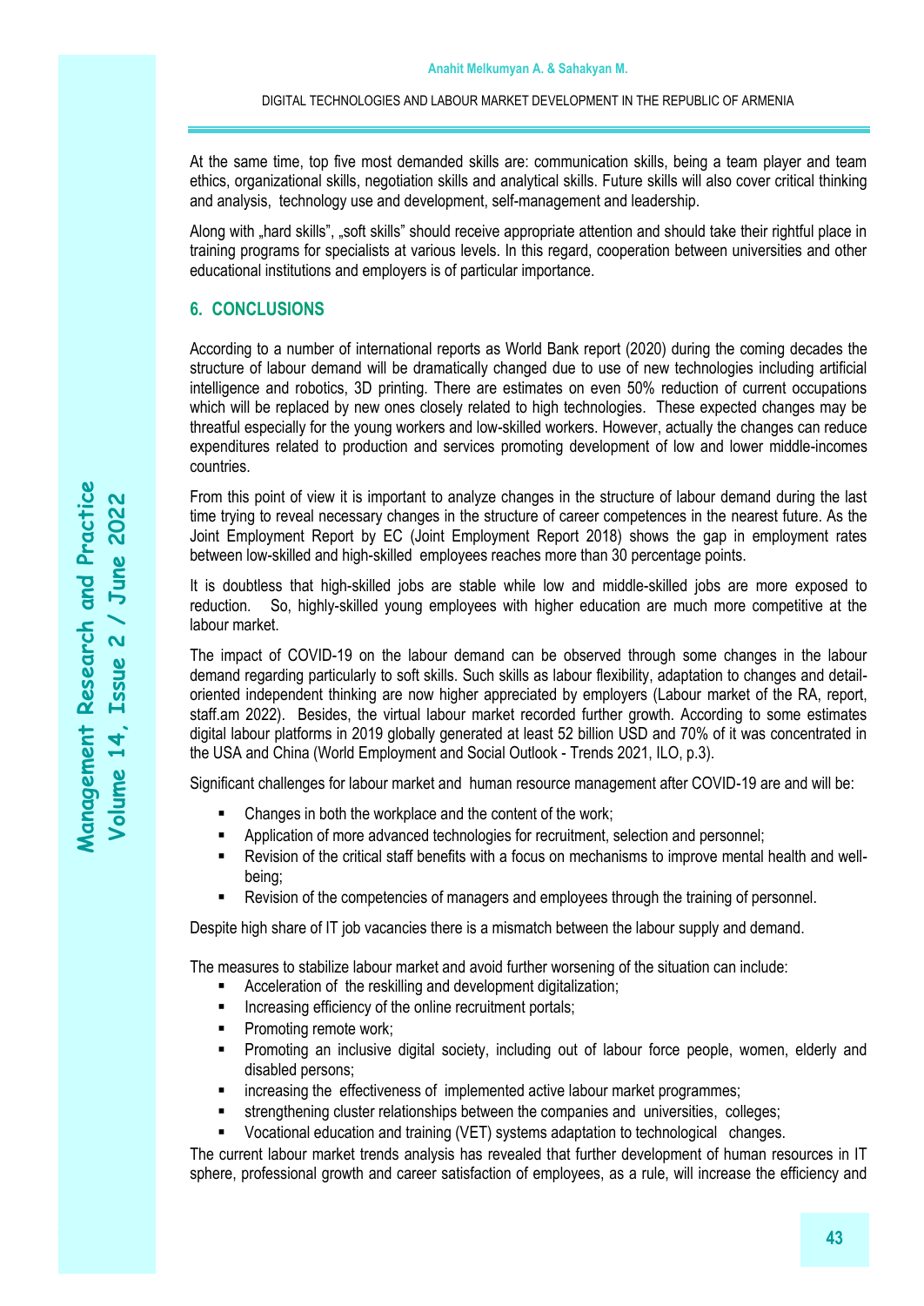At the same time, top five most demanded skills are: communication skills, being a team player and team ethics, organizational skills, negotiation skills and analytical skills. Future skills will also cover critical thinking and analysis, technology use and development, self-management and leadership.

Along with „hard skills", „soft skills" should receive appropriate attention and should take their rightful place in training programs for specialists at various levels. In this regard, cooperation between universities and other educational institutions and employers is of particular importance.

## 6. CONCLUSIONS

According to a number of international reports as World Bank report (2020) during the coming decades the structure of labour demand will be dramatically changed due to use of new technologies including artificial intelligence and robotics, 3D printing. There are estimates on even 50% reduction of current occupations which will be replaced by new ones closely related to high technologies. These expected changes may be threatful especially for the young workers and low-skilled workers. However, actually the changes can reduce expenditures related to production and services promoting development of low and lower middle-incomes countries.

From this point of view it is important to analyze changes in the structure of labour demand during the last time trying to reveal necessary changes in the structure of career competences in the nearest future. As the Joint Employment Report by EC (Joint Employment Report 2018) shows the gap in employment rates between low-skilled and high-skilled employees reaches more than 30 percentage points.

It is doubtless that high-skilled jobs are stable while low and middle-skilled jobs are more exposed to reduction. So, highly-skilled young employees with higher education are much more competitive at the labour market.

The impact of COVID-19 on the labour demand can be observed through some changes in the labour demand regarding particularly to soft skills. Such skills as labour flexibility, adaptation to changes and detail-oriented independent thinking are now higher appreciated by employers (Labour market of the RA, report, staff.am 2022). Besides, the virtual labour market recorded further growth. According to some estimates digital labour platforms in 2019 globally generated at least 52 billion USD and 70% of it was concentrated in the USA and China (World Employment and Social Outlook - Trends 2021, ILO, p.3).

Significant challenges for labour market and human resource management after COVID-19 are and will be:

- Changes in both the workplace and the content of the work;
- Application of more advanced technologies for recruitment, selection and personnel;
- Revision of the critical staff benefits with a focus on mechanisms to improve mental health and well-being;
- Revision of the competencies of managers and employees through the training of personnel.

Despite high share of IT job vacancies there is a mismatch between the labour supply and demand.

The measures to stabilize labour market and avoid further worsening of the situation can include:

- Acceleration of the reskilling and development digitalization;
- Increasing efficiency of the online recruitment portals;
- Promoting remote work;
- Promoting an inclusive digital society, including out of labour force people, women, elderly and disabled persons;
- increasing the effectiveness of implemented active labour market programmes;
- strengthening cluster relationships between the companies and universities, colleges;
- Vocational education and training (VET) systems adaptation to technological changes.

The current labour market trends analysis has revealed that further development of human resources in IT sphere, professional growth and career satisfaction of employees, as a rule, will increase the efficiency and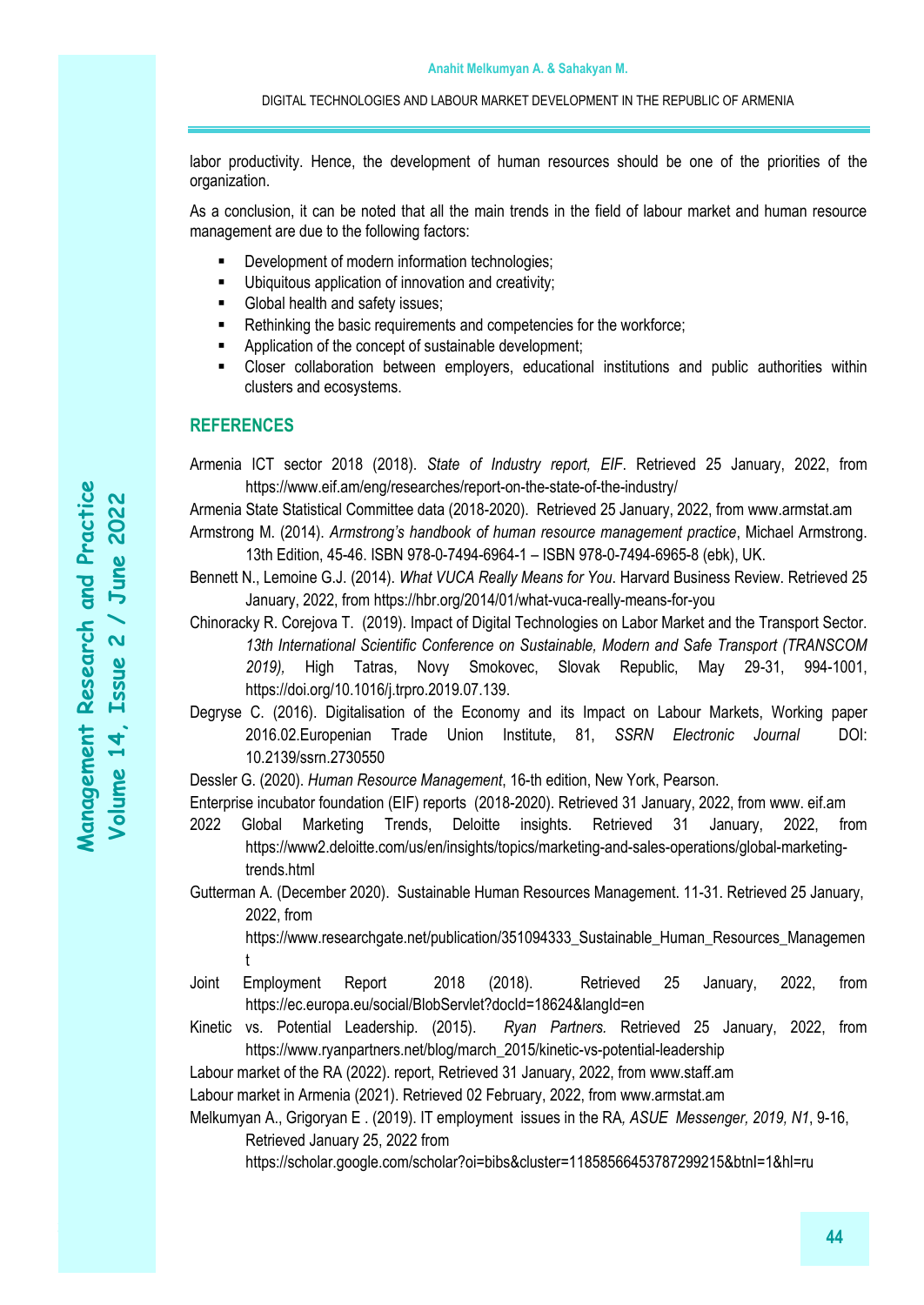labor productivity. Hence, the development of human resources should be one of the priorities of the organization.

As a conclusion, it can be noted that all the main trends in the field of labour market and human resource management are due to the following factors:

- Development of modern information technologies;
- Ubiquitous application of innovation and creativity;
- Global health and safety issues;
- Rethinking the basic requirements and competencies for the workforce;
- Application of the concept of sustainable development;
- Closer collaboration between employers, educational institutions and public authorities within clusters and ecosystems.

## REFERENCES

Armenia ICT sector 2018 (2018). *State of Industry report, EIF*. Retrieved 25 January, 2022, from https://www.eif.am/eng/researches/report-on-the-state-of-the-industry/

Armenia State Statistical Committee data (2018-2020). Retrieved 25 January, 2022, from www.armstat.am

Armstrong M. (2014). *Armstrong's handbook of human resource management practice*, Michael Armstrong. 13th Edition, 45-46. ISBN 978-0-7494-6964-1 – ISBN 978-0-7494-6965-8 (ebk), UK.

Bennett N., Lemoine G.J. (2014). *What VUCA Really Means for You*. Harvard Business Review. Retrieved 25 January, 2022, from https://hbr.org/2014/01/what-vuca-really-means-for-you

Chinoracky R. Corejova T. (2019). Impact of Digital Technologies on Labor Market and the Transport Sector. *13th International Scientific Conference on Sustainable, Modern and Safe Transport (TRANSCOM 2019),* High Tatras, Novy Smokovec, Slovak Republic, May 29-31, 994-1001, https://doi.org/10.1016/j.trpro.2019.07.139.

Degryse C. (2016). Digitalisation of the Economy and its Impact on Labour Markets, Working paper 2016.02.Europenian Trade Union Institute, 81, *SSRN Electronic Journal* DOI: 10.2139/ssrn.2730550

Dessler G. (2020). *Human Resource Management*, 16-th edition, New York, Pearson.

Enterprise incubator foundation (EIF) reports (2018-2020). Retrieved 31 January, 2022, from www. eif.am

2022 Global Marketing Trends, Deloitte insights. Retrieved 31 January, 2022, from https://www2.deloitte.com/us/en/insights/topics/marketing-and-sales-operations/global-marketing-trends.html

Gutterman A. (December 2020). Sustainable Human Resources Management. 11-31. Retrieved 25 January, 2022, from https://www.researchgate.net/publication/351094333_Sustainable_Human_Resources_Management

Joint Employment Report 2018 (2018). Retrieved 25 January, 2022, from https://ec.europa.eu/social/BlobServlet?docId=18624&langId=en

Kinetic vs. Potential Leadership. (2015). *Ryan Partners.* Retrieved 25 January, 2022, from https://www.ryanpartners.net/blog/march_2015/kinetic-vs-potential-leadership

Labour market of the RA (2022). report, Retrieved 31 January, 2022, from www.staff.am

Labour market in Armenia (2021). Retrieved 02 February, 2022, from www.armstat.am

Melkumyan A., Grigoryan E . (2019). IT employment issues in the RA*, ASUE Messenger, 2019, N1*, 9-16, Retrieved January 25, 2022 from https://scholar.google.com/scholar?oi=bibs&cluster=11858566453787299215&btnI=1&hl=ru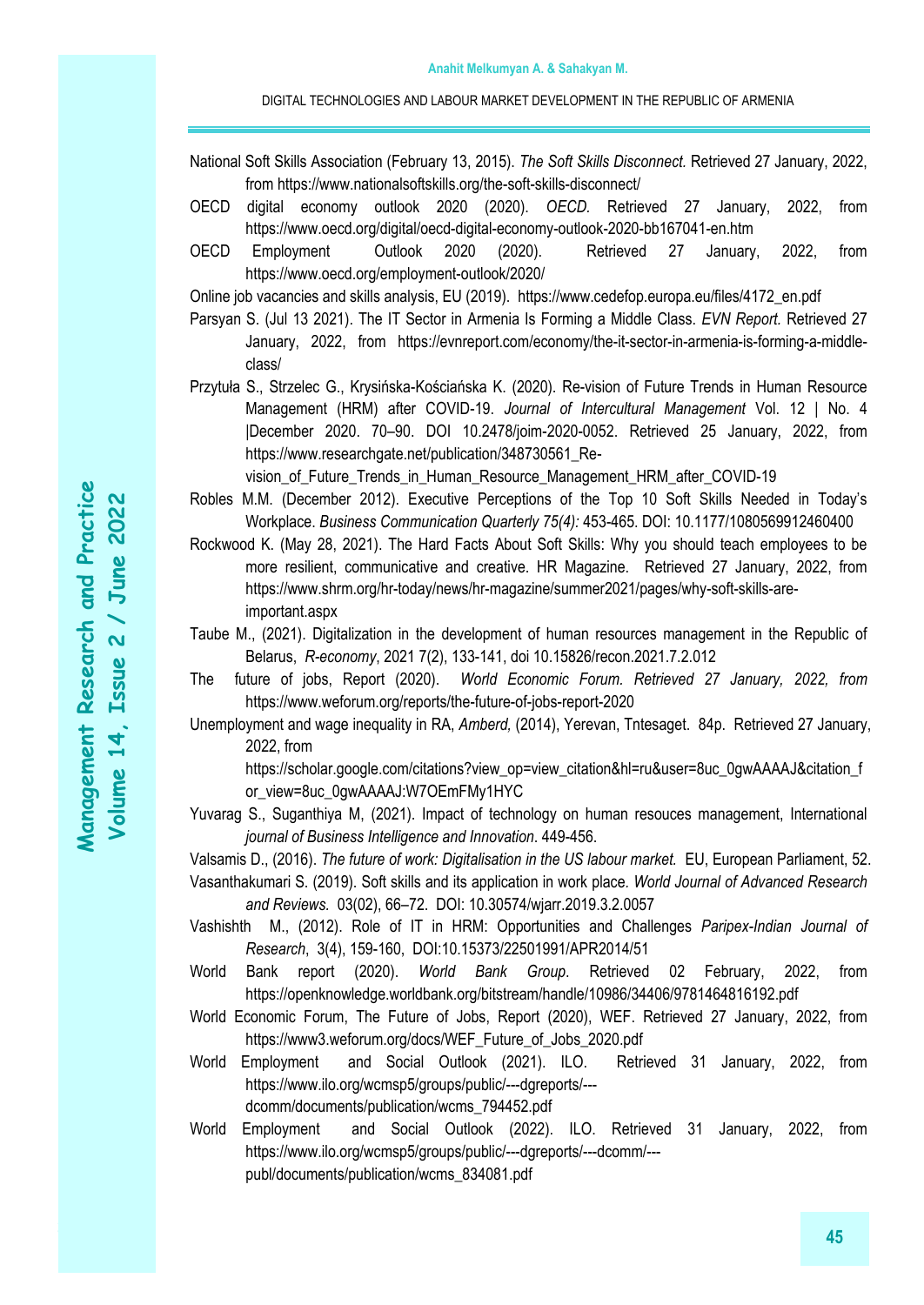National Soft Skills Association (February 13, 2015). *The Soft Skills Disconnect.* Retrieved 27 January, 2022, from https://www.nationalsoftskills.org/the-soft-skills-disconnect/

OECD digital economy outlook 2020 (2020). *OECD.* Retrieved 27 January, 2022, from https://www.oecd.org/digital/oecd-digital-economy-outlook-2020-bb167041-en.htm

OECD Employment Outlook 2020 (2020). Retrieved 27 January, 2022, from https://www.oecd.org/employment-outlook/2020/

Online job vacancies and skills analysis, EU (2019). https://www.cedefop.europa.eu/files/4172_en.pdf

Parsyan S. (Jul 13 2021). The IT Sector in Armenia Is Forming a Middle Class. *EVN Report.* Retrieved 27 January, 2022, from https://evnreport.com/economy/the-it-sector-in-armenia-is-forming-a-middle-class/

Przytuła S., Strzelec G., Krysińska-Kościańska K. (2020). Re-vision of Future Trends in Human Resource Management (HRM) after COVID-19. *Journal of Intercultural Management* Vol. 12 | No. 4 |December 2020. 70–90. DOI 10.2478/joim-2020-0052. Retrieved 25 January, 2022, from https://www.researchgate.net/publication/348730561_Re-vision_of_Future_Trends_in_Human_Resource_Management_HRM_after_COVID-19

Robles M.M. (December 2012). Executive Perceptions of the Top 10 Soft Skills Needed in Today's Workplace. *Business Communication Quarterly 75(4):* 453-465. DOI: 10.1177/1080569912460400

Rockwood K. (May 28, 2021). The Hard Facts About Soft Skills: Why you should teach employees to be more resilient, communicative and creative. HR Magazine. Retrieved 27 January, 2022, from https://www.shrm.org/hr-today/news/hr-magazine/summer2021/pages/why-soft-skills-are-important.aspx

Taube M., (2021). Digitalization in the development of human resources management in the Republic of Belarus, *R-economy*, 2021 7(2), 133-141, doi 10.15826/recon.2021.7.2.012

The future of jobs, Report (2020). *World Economic Forum. Retrieved 27 January, 2022, from* https://www.weforum.org/reports/the-future-of-jobs-report-2020

Unemployment and wage inequality in RA, *Amberd,* (2014), Yerevan, Tntesaget. 84p. Retrieved 27 January, 2022, from https://scholar.google.com/citations?view_op=view_citation&hl=ru&user=8uc_0gwAAAAJ&citation_for_view=8uc_0gwAAAAJ:W7OEmFMy1HYC

Yuvarag S., Suganthiya M, (2021). Impact of technology on human resouces management, International *journal of Business Intelligence and Innovation*. 449-456.

Valsamis D., (2016). *The future of work: Digitalisation in the US labour market.* EU, European Parliament, 52.

Vasanthakumari S. (2019). Soft skills and its application in work place*. World Journal of Advanced Research and Reviews.* 03(02), 66–72. DOI: 10.30574/wjarr.2019.3.2.0057

Vashishth M., (2012). Role of IT in HRM: Opportunities and Challenges *Paripex-Indian Journal of Research*, 3(4), 159-160, DOI:10.15373/22501991/APR2014/51

World Bank report (2020). *World Bank Group*. Retrieved 02 February, 2022, from https://openknowledge.worldbank.org/bitstream/handle/10986/34406/9781464816192.pdf

World Economic Forum, The Future of Jobs, Report (2020), WEF. Retrieved 27 January, 2022, from https://www3.weforum.org/docs/WEF_Future_of_Jobs_2020.pdf

World Employment and Social Outlook (2021). ILO. Retrieved 31 January, 2022, from https://www.ilo.org/wcmsp5/groups/public/---dgreports/---dcomm/documents/publication/wcms_794452.pdf

World Employment and Social Outlook (2022). ILO. Retrieved 31 January, 2022, from https://www.ilo.org/wcmsp5/groups/public/---dgreports/---dcomm/---publ/documents/publication/wcms_834081.pdf